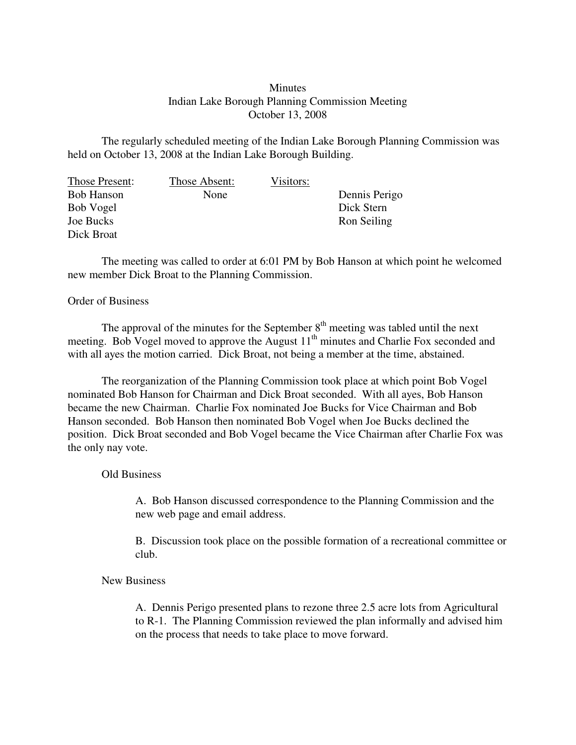# Minutes
## Indian Lake Borough Planning Commission Meeting
### October 13, 2008

The regularly scheduled meeting of the Indian Lake Borough Planning Commission was held on October 13, 2008 at the Indian Lake Borough Building.

| Those Present: | Those Absent: | Visitors: | |
|---|---|---|---|
| Bob Hanson | None | | Dennis Perigo |
| Bob Vogel | | | Dick Stern |
| Joe Bucks | | | Ron Seiling |
| Dick Broat | | | |

The meeting was called to order at 6:01 PM by Bob Hanson at which point he welcomed new member Dick Broat to the Planning Commission.

Order of Business

The approval of the minutes for the September 8th meeting was tabled until the next meeting. Bob Vogel moved to approve the August 11th minutes and Charlie Fox seconded and with all ayes the motion carried. Dick Broat, not being a member at the time, abstained.

The reorganization of the Planning Commission took place at which point Bob Vogel nominated Bob Hanson for Chairman and Dick Broat seconded. With all ayes, Bob Hanson became the new Chairman. Charlie Fox nominated Joe Bucks for Vice Chairman and Bob Hanson seconded. Bob Hanson then nominated Bob Vogel when Joe Bucks declined the position. Dick Broat seconded and Bob Vogel became the Vice Chairman after Charlie Fox was the only nay vote.

Old Business

A. Bob Hanson discussed correspondence to the Planning Commission and the new web page and email address.

B. Discussion took place on the possible formation of a recreational committee or club.

New Business

A. Dennis Perigo presented plans to rezone three 2.5 acre lots from Agricultural to R-1. The Planning Commission reviewed the plan informally and advised him on the process that needs to take place to move forward.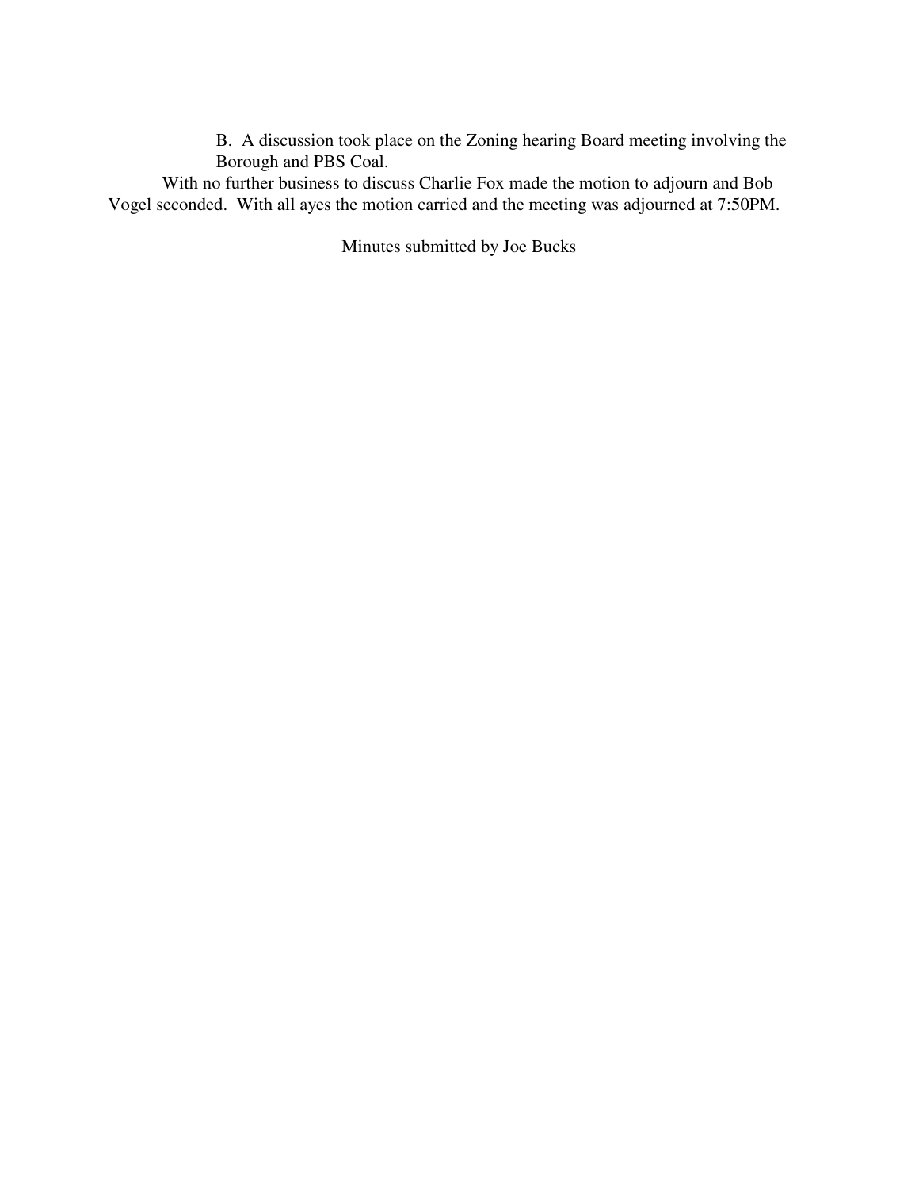B. A discussion took place on the Zoning hearing Board meeting involving the Borough and PBS Coal.

With no further business to discuss Charlie Fox made the motion to adjourn and Bob Vogel seconded. With all ayes the motion carried and the meeting was adjourned at 7:50PM.

Minutes submitted by Joe Bucks